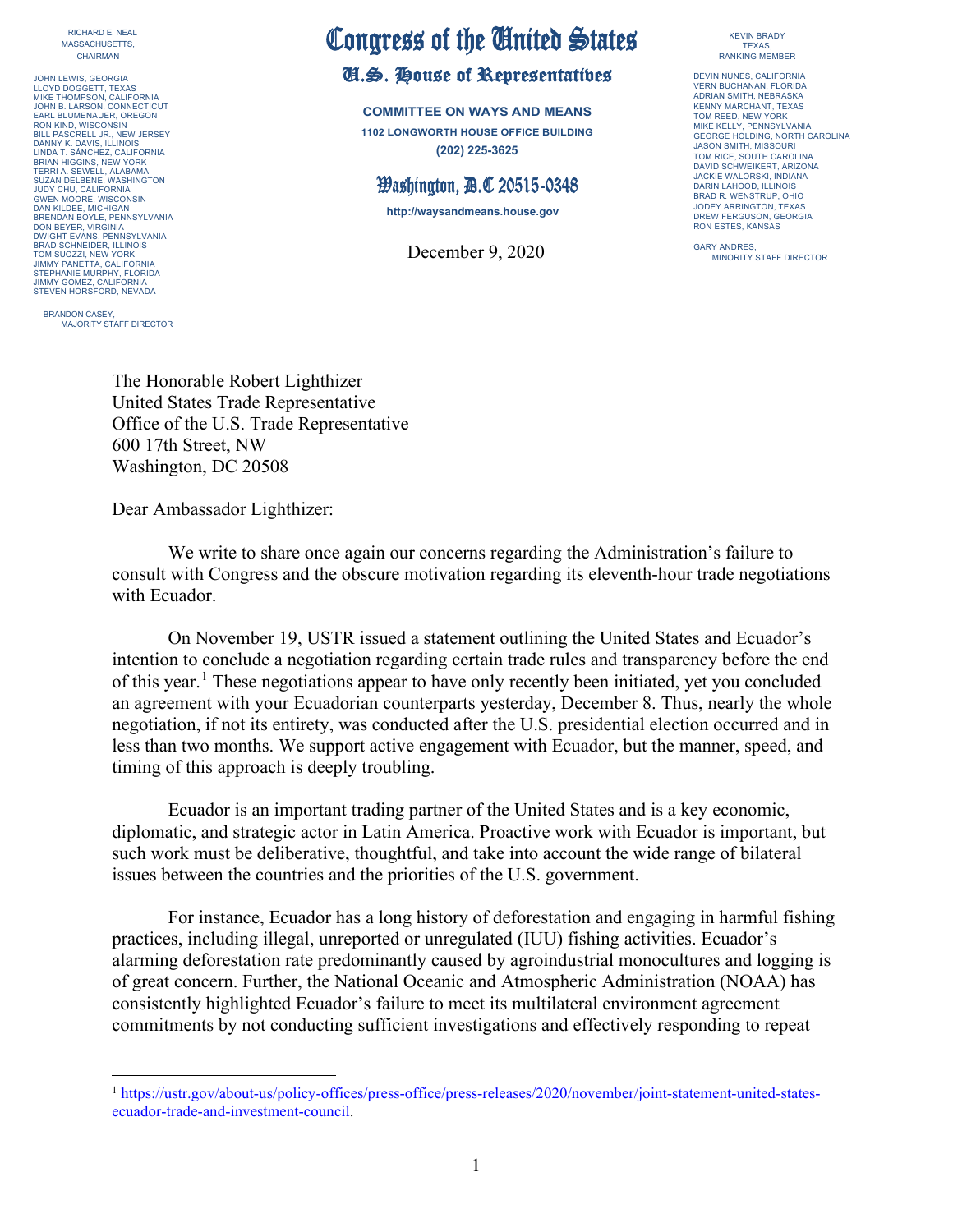RICHARD E. NEAL
MASSACHUSETTS,
CHAIRMAN

JOHN LEWIS, GEORGIA
LLOYD DOGGETT, TEXAS
MIKE THOMPSON, CALIFORNIA
JOHN B. LARSON, CONNECTICUT
EARL BLUMENAUER, OREGON
RON KIND, WISCONSIN
BILL PASCRELL JR., NEW JERSEY
DANNY K. DAVIS, ILLINOIS
LINDA T. SÁNCHEZ, CALIFORNIA
BRIAN HIGGINS, NEW YORK
TERRI A. SEWELL, ALABAMA
SUZAN DELBENE, WASHINGTON
JUDY CHU, CALIFORNIA
GWEN MOORE, WISCONSIN
DAN KILDEE, MICHIGAN
BRENDAN BOYLE, PENNSYLVANIA
DON BEYER, VIRGINIA
DWIGHT EVANS, PENNSYLVANIA
BRAD SCHNEIDER, ILLINOIS
TOM SUOZZI, NEW YORK
JIMMY PANETTA, CALIFORNIA
STEPHANIE MURPHY, FLORIDA
JIMMY GOMEZ, CALIFORNIA
STEVEN HORSFORD, NEVADA

BRANDON CASEY,
MAJORITY STAFF DIRECTOR

# Congress of the United States

## U.S. House of Representatives

**COMMITTEE ON WAYS AND MEANS**

**1102 LONGWORTH HOUSE OFFICE BUILDING**

**(202) 225-3625**

## Washington, D.C 20515-0348

**http://waysandmeans.house.gov**

KEVIN BRADY
TEXAS,
RANKING MEMBER

DEVIN NUNES, CALIFORNIA
VERN BUCHANAN, FLORIDA
ADRIAN SMITH, NEBRASKA
KENNY MARCHANT, TEXAS
TOM REED, NEW YORK
MIKE KELLY, PENNSYLVANIA
GEORGE HOLDING, NORTH CAROLINA
JASON SMITH, MISSOURI
TOM RICE, SOUTH CAROLINA
DAVID SCHWEIKERT, ARIZONA
JACKIE WALORSKI, INDIANA
DARIN LAHOOD, ILLINOIS
BRAD R. WENSTRUP, OHIO
JODEY ARRINGTON, TEXAS
DREW FERGUSON, GEORGIA
RON ESTES, KANSAS

GARY ANDRES,
MINORITY STAFF DIRECTOR

December 9, 2020

The Honorable Robert Lighthizer
United States Trade Representative
Office of the U.S. Trade Representative
600 17th Street, NW
Washington, DC 20508

Dear Ambassador Lighthizer:

We write to share once again our concerns regarding the Administration's failure to consult with Congress and the obscure motivation regarding its eleventh-hour trade negotiations with Ecuador.

On November 19, USTR issued a statement outlining the United States and Ecuador's intention to conclude a negotiation regarding certain trade rules and transparency before the end of this year.[1] These negotiations appear to have only recently been initiated, yet you concluded an agreement with your Ecuadorian counterparts yesterday, December 8. Thus, nearly the whole negotiation, if not its entirety, was conducted after the U.S. presidential election occurred and in less than two months. We support active engagement with Ecuador, but the manner, speed, and timing of this approach is deeply troubling.

Ecuador is an important trading partner of the United States and is a key economic, diplomatic, and strategic actor in Latin America. Proactive work with Ecuador is important, but such work must be deliberative, thoughtful, and take into account the wide range of bilateral issues between the countries and the priorities of the U.S. government.

For instance, Ecuador has a long history of deforestation and engaging in harmful fishing practices, including illegal, unreported or unregulated (IUU) fishing activities. Ecuador's alarming deforestation rate predominantly caused by agroindustrial monocultures and logging is of great concern. Further, the National Oceanic and Atmospheric Administration (NOAA) has consistently highlighted Ecuador's failure to meet its multilateral environment agreement commitments by not conducting sufficient investigations and effectively responding to repeat

[1] https://ustr.gov/about-us/policy-offices/press-office/press-releases/2020/november/joint-statement-united-states-ecuador-trade-and-investment-council.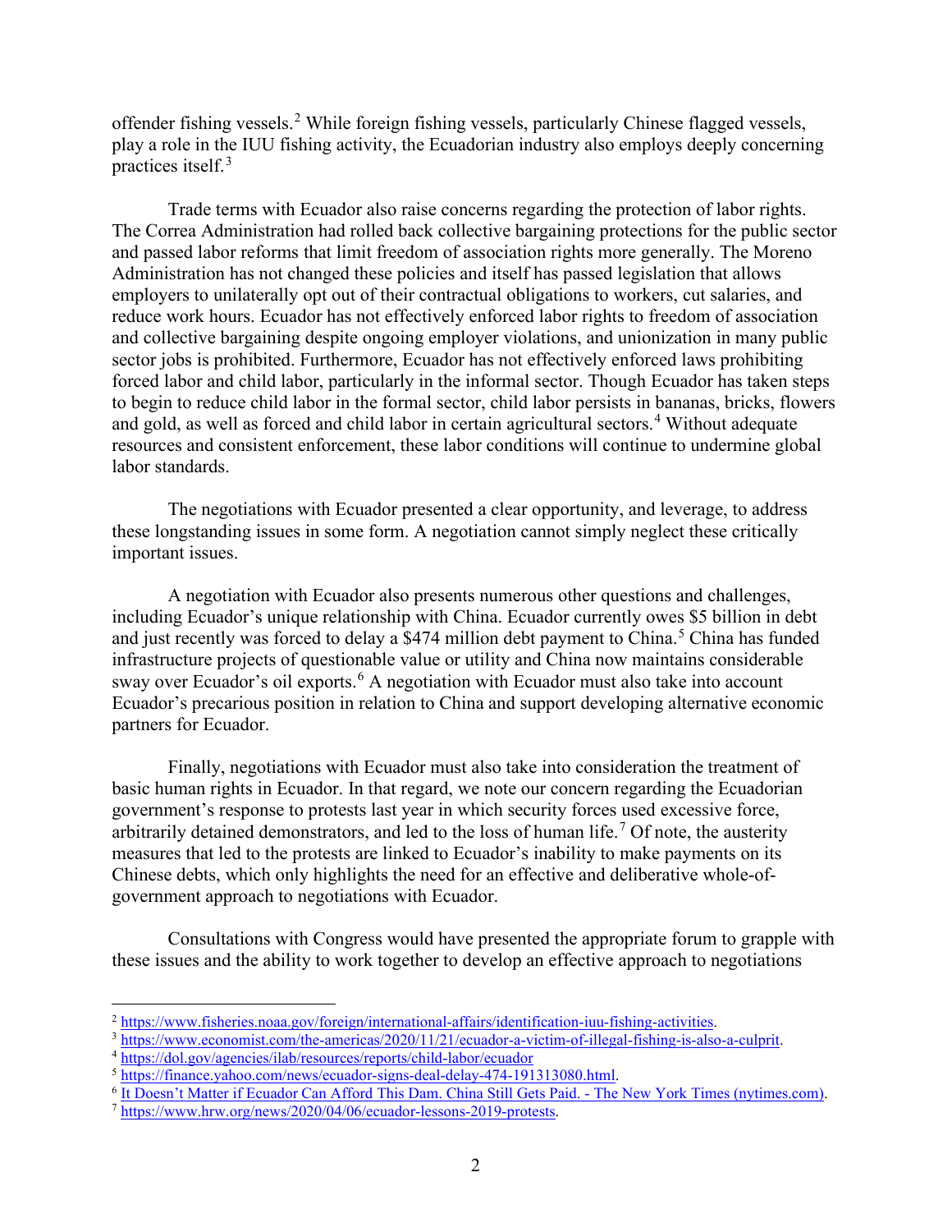offender fishing vessels.[2] While foreign fishing vessels, particularly Chinese flagged vessels, play a role in the IUU fishing activity, the Ecuadorian industry also employs deeply concerning practices itself.[3]

Trade terms with Ecuador also raise concerns regarding the protection of labor rights. The Correa Administration had rolled back collective bargaining protections for the public sector and passed labor reforms that limit freedom of association rights more generally. The Moreno Administration has not changed these policies and itself has passed legislation that allows employers to unilaterally opt out of their contractual obligations to workers, cut salaries, and reduce work hours. Ecuador has not effectively enforced labor rights to freedom of association and collective bargaining despite ongoing employer violations, and unionization in many public sector jobs is prohibited. Furthermore, Ecuador has not effectively enforced laws prohibiting forced labor and child labor, particularly in the informal sector. Though Ecuador has taken steps to begin to reduce child labor in the formal sector, child labor persists in bananas, bricks, flowers and gold, as well as forced and child labor in certain agricultural sectors.[4] Without adequate resources and consistent enforcement, these labor conditions will continue to undermine global labor standards.

The negotiations with Ecuador presented a clear opportunity, and leverage, to address these longstanding issues in some form. A negotiation cannot simply neglect these critically important issues.

A negotiation with Ecuador also presents numerous other questions and challenges, including Ecuador's unique relationship with China. Ecuador currently owes $5 billion in debt and just recently was forced to delay a $474 million debt payment to China.[5] China has funded infrastructure projects of questionable value or utility and China now maintains considerable sway over Ecuador's oil exports.[6] A negotiation with Ecuador must also take into account Ecuador's precarious position in relation to China and support developing alternative economic partners for Ecuador.

Finally, negotiations with Ecuador must also take into consideration the treatment of basic human rights in Ecuador. In that regard, we note our concern regarding the Ecuadorian government's response to protests last year in which security forces used excessive force, arbitrarily detained demonstrators, and led to the loss of human life.[7] Of note, the austerity measures that led to the protests are linked to Ecuador's inability to make payments on its Chinese debts, which only highlights the need for an effective and deliberative whole-of-government approach to negotiations with Ecuador.

Consultations with Congress would have presented the appropriate forum to grapple with these issues and the ability to work together to develop an effective approach to negotiations

---

[2] https://www.fisheries.noaa.gov/foreign/international-affairs/identification-iuu-fishing-activities.

[3] https://www.economist.com/the-americas/2020/11/21/ecuador-a-victim-of-illegal-fishing-is-also-a-culprit.

[4] https://dol.gov/agencies/ilab/resources/reports/child-labor/ecuador

[5] https://finance.yahoo.com/news/ecuador-signs-deal-delay-474-191313080.html.

[6] It Doesn't Matter if Ecuador Can Afford This Dam. China Still Gets Paid. - The New York Times (nytimes.com).

[7] https://www.hrw.org/news/2020/04/06/ecuador-lessons-2019-protests.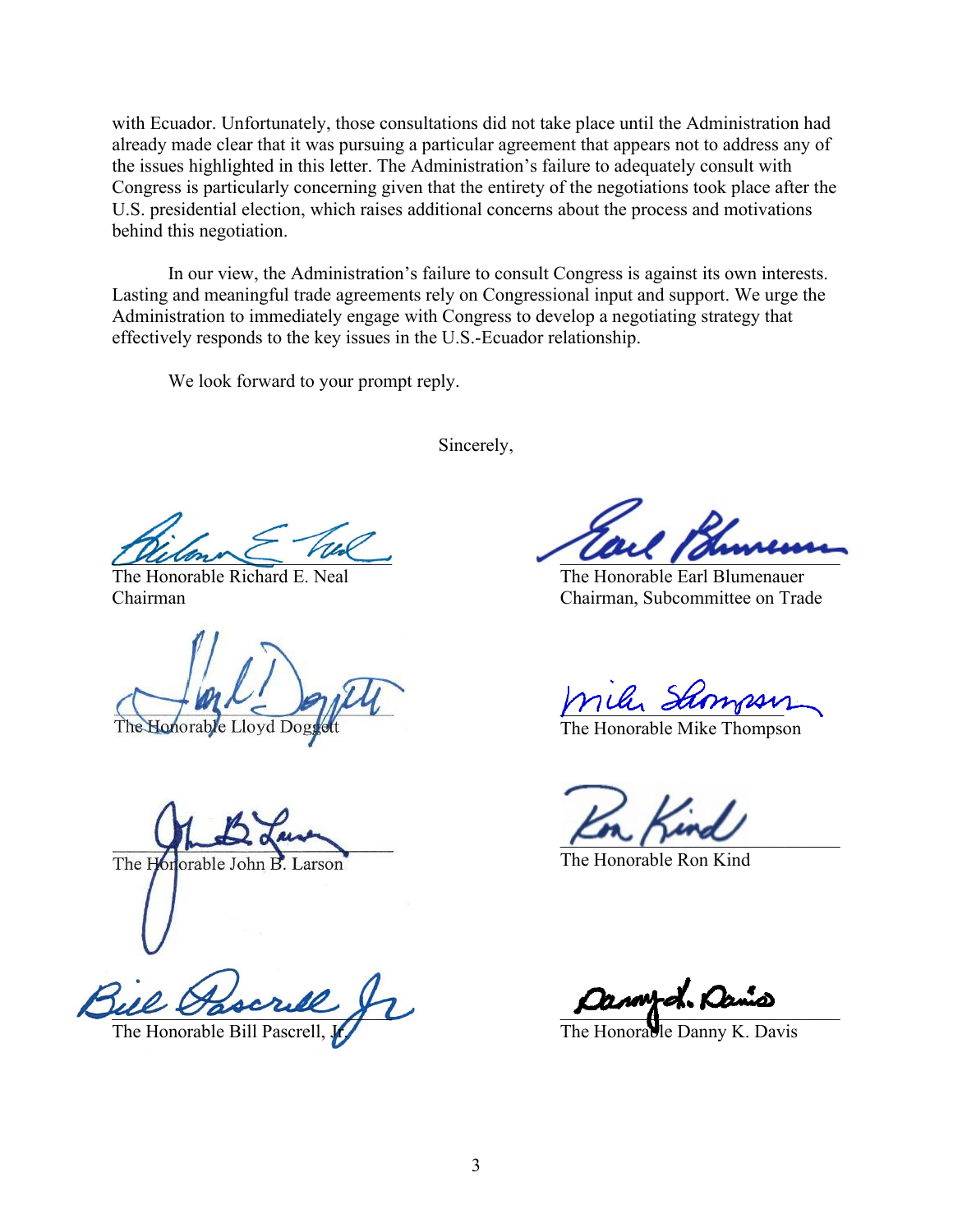with Ecuador. Unfortunately, those consultations did not take place until the Administration had already made clear that it was pursuing a particular agreement that appears not to address any of the issues highlighted in this letter. The Administration's failure to adequately consult with Congress is particularly concerning given that the entirety of the negotiations took place after the U.S. presidential election, which raises additional concerns about the process and motivations behind this negotiation.

In our view, the Administration's failure to consult Congress is against its own interests. Lasting and meaningful trade agreements rely on Congressional input and support. We urge the Administration to immediately engage with Congress to develop a negotiating strategy that effectively responds to the key issues in the U.S.-Ecuador relationship.

We look forward to your prompt reply.

Sincerely,

The Honorable Richard E. Neal
Chairman

The Honorable Earl Blumenauer
Chairman, Subcommittee on Trade

The Honorable Lloyd Doggett

The Honorable Mike Thompson

The Honorable John B. Larson

The Honorable Ron Kind

The Honorable Bill Pascrell, Jr.

The Honorable Danny K. Davis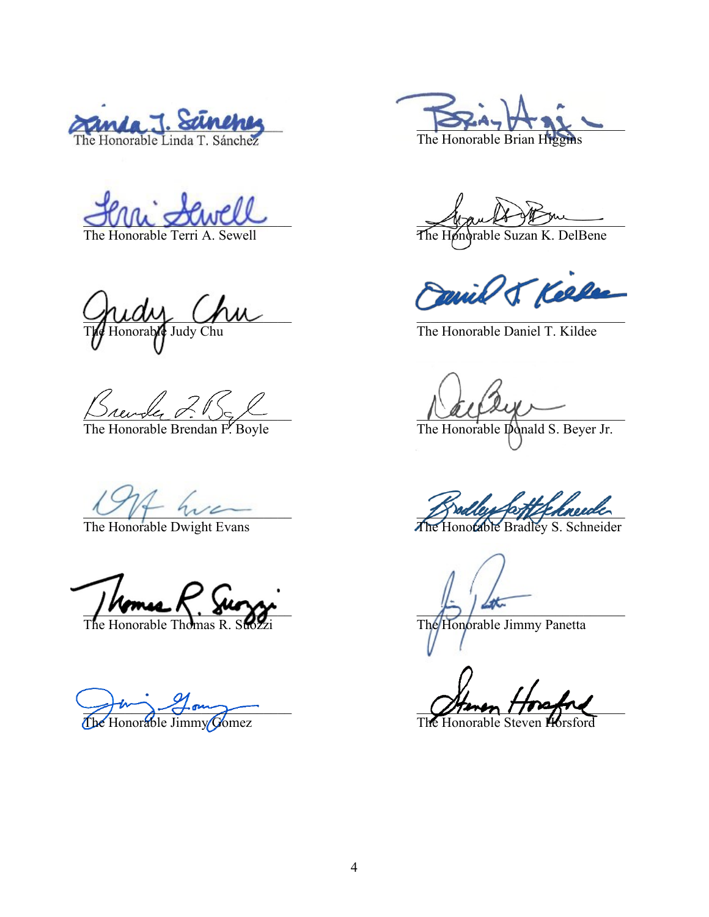The Honorable Linda T. Sánchez

The Honorable Brian Higgins

The Honorable Terri A. Sewell

The Honorable Suzan K. DelBene

The Honorable Judy Chu

The Honorable Daniel T. Kildee

The Honorable Brendan F. Boyle

The Honorable Donald S. Beyer Jr.

The Honorable Dwight Evans

The Honorable Bradley S. Schneider

The Honorable Thomas R. Suozzi

The Honorable Jimmy Panetta

The Honorable Jimmy Gomez

The Honorable Steven Horsford